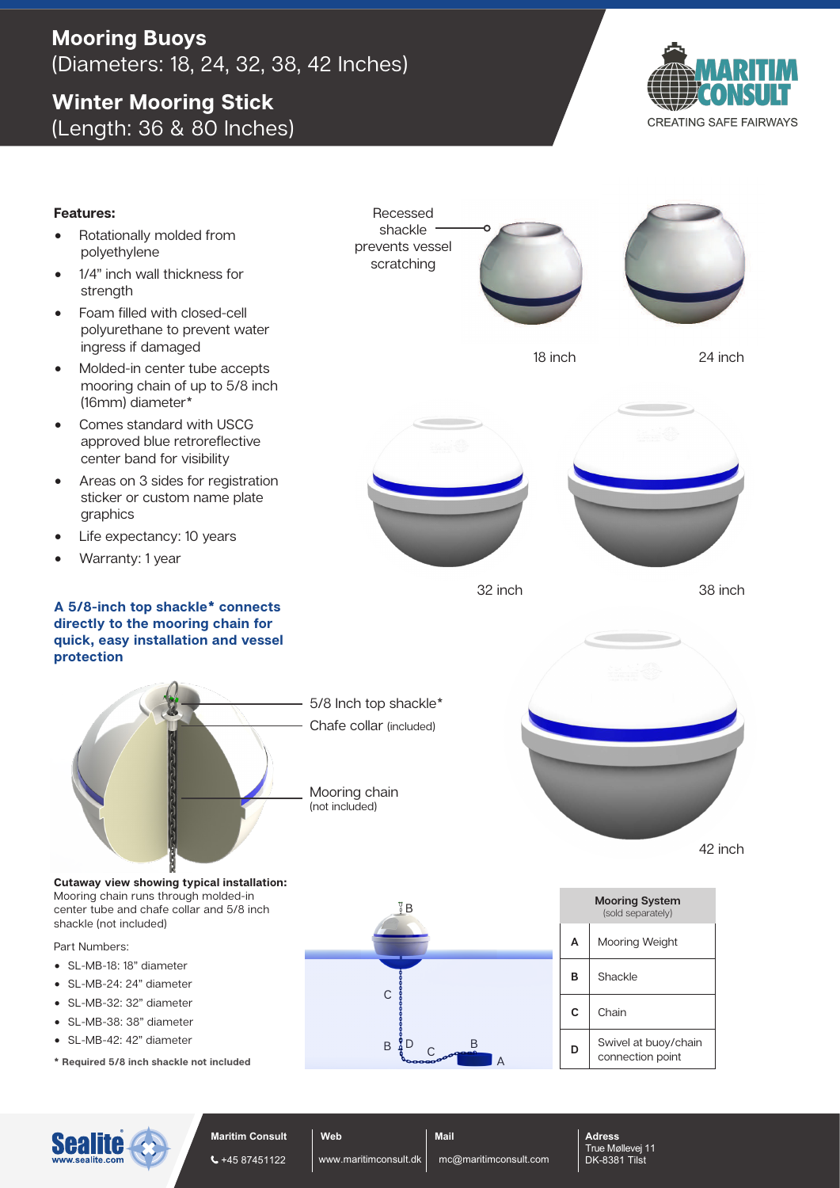# Mooring Buoys
(Diameters: 18, 24, 32, 38, 42 Inches)

# Winter Mooring Stick
(Length: 36 & 80 Inches)

MARITIM CONSULT
CREATING SAFE FAIRWAYS

**Features:**

- Rotationally molded from polyethylene
- 1/4" inch wall thickness for strength
- Foam filled with closed-cell polyurethane to prevent water ingress if damaged
- Molded-in center tube accepts mooring chain of up to 5/8 inch (16mm) diameter*
- Comes standard with USCG approved blue retroreflective center band for visibility
- Areas on 3 sides for registration sticker or custom name plate graphics
- Life expectancy: 10 years
- Warranty: 1 year

Recessed shackle prevents vessel scratching

18 inch

24 inch

32 inch

38 inch

42 inch

**A 5/8-inch top shackle* connects directly to the mooring chain for quick, easy installation and vessel protection**

5/8 Inch top shackle*

Chafe collar (included)

Mooring chain (not included)

**Cutaway view showing typical installation:** Mooring chain runs through molded-in center tube and chafe collar and 5/8 inch shackle (not included)

Part Numbers:

- SL-MB-18: 18" diameter
- SL-MB-24: 24" diameter
- SL-MB-32: 32" diameter
- SL-MB-38: 38" diameter
- SL-MB-42: 42" diameter

**\* Required 5/8 inch shackle not included**

| Mooring System (sold separately) | |
|---|---|
| A | Mooring Weight |
| B | Shackle |
| C | Chain |
| D | Swivel at buoy/chain connection point |

Sealite www.sealite.com

Maritim Consult | +45 87451122

Web | www.maritimconsult.dk

Mail | mc@maritimconsult.com

Adress | True Møllevej 11, DK-8381 Tilst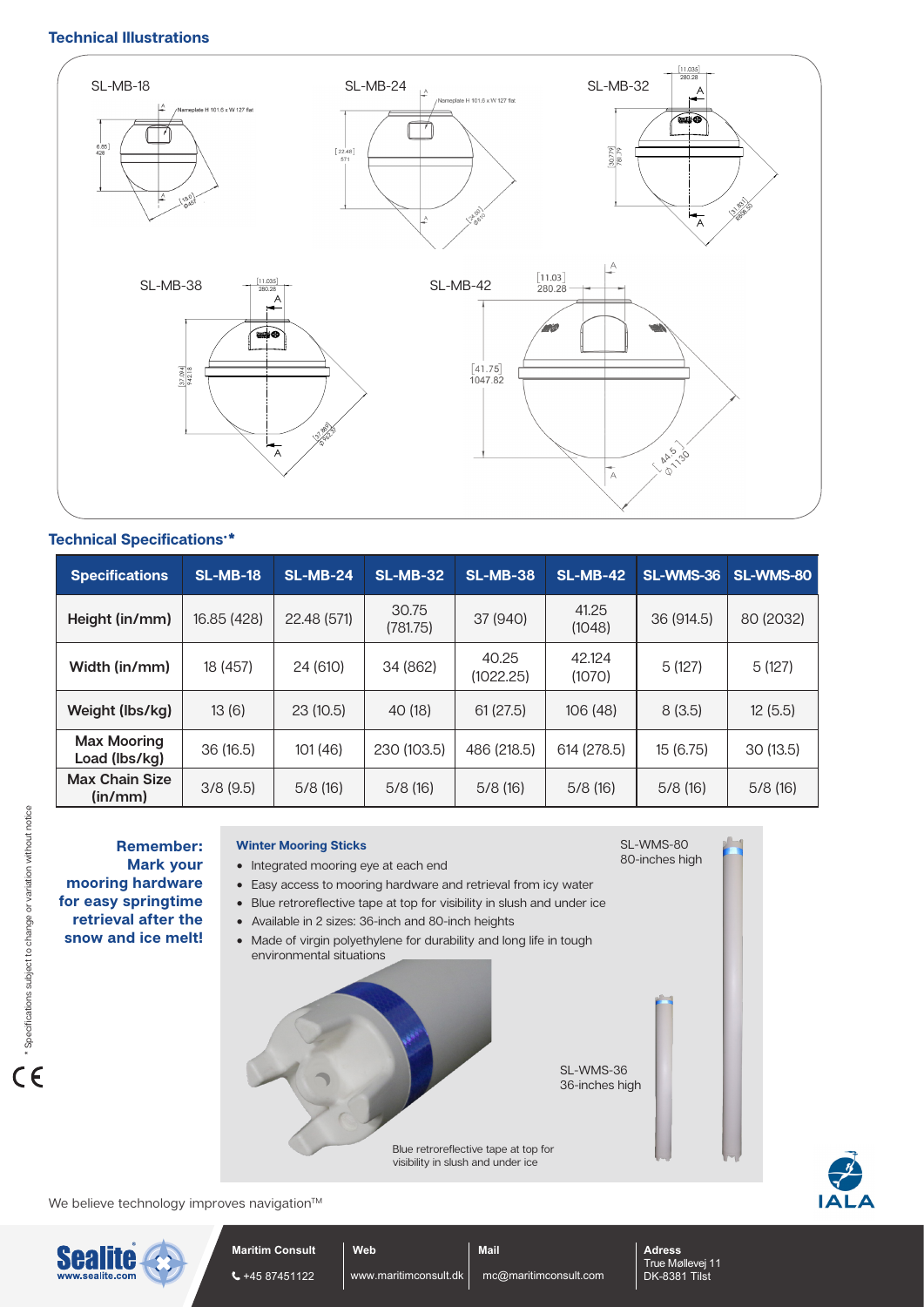## Technical Illustrations

SL-MB-18

SL-MB-24

SL-MB-32

SL-MB-38

SL-MB-42

## Technical Specifications*

| Specifications | SL-MB-18 | SL-MB-24 | SL-MB-32 | SL-MB-38 | SL-MB-42 | SL-WMS-36 | SL-WMS-80 |
|---|---|---|---|---|---|---|---|
| Height (in/mm) | 16.85 (428) | 22.48 (571) | 30.75 (781.75) | 37 (940) | 41.25 (1048) | 36 (914.5) | 80 (2032) |
| Width (in/mm) | 18 (457) | 24 (610) | 34 (862) | 40.25 (1022.25) | 42.124 (1070) | 5 (127) | 5 (127) |
| Weight (lbs/kg) | 13 (6) | 23 (10.5) | 40 (18) | 61 (27.5) | 106 (48) | 8 (3.5) | 12 (5.5) |
| Max Mooring Load (lbs/kg) | 36 (16.5) | 101 (46) | 230 (103.5) | 486 (218.5) | 614 (278.5) | 15 (6.75) | 30 (13.5) |
| Max Chain Size (in/mm) | 3/8 (9.5) | 5/8 (16) | 5/8 (16) | 5/8 (16) | 5/8 (16) | 5/8 (16) | 5/8 (16) |

\* Specifications subject to change or variation without notice

**Remember: Mark your mooring hardware for easy springtime retrieval after the snow and ice melt!**

### Winter Mooring Sticks

- Integrated mooring eye at each end
- Easy access to mooring hardware and retrieval from icy water
- Blue retroreflective tape at top for visibility in slush and under ice
- Available in 2 sizes: 36-inch and 80-inch heights
- Made of virgin polyethylene for durability and long life in tough environmental situations

SL-WMS-80
80-inches high

SL-WMS-36
36-inches high

Blue retroreflective tape at top for visibility in slush and under ice

We believe technology improves navigation™

Maritim Consult | +45 87451122
Web | www.maritimconsult.dk
Mail | mc@maritimconsult.com
Adress | True Møllevej 11, DK-8381 Tilst